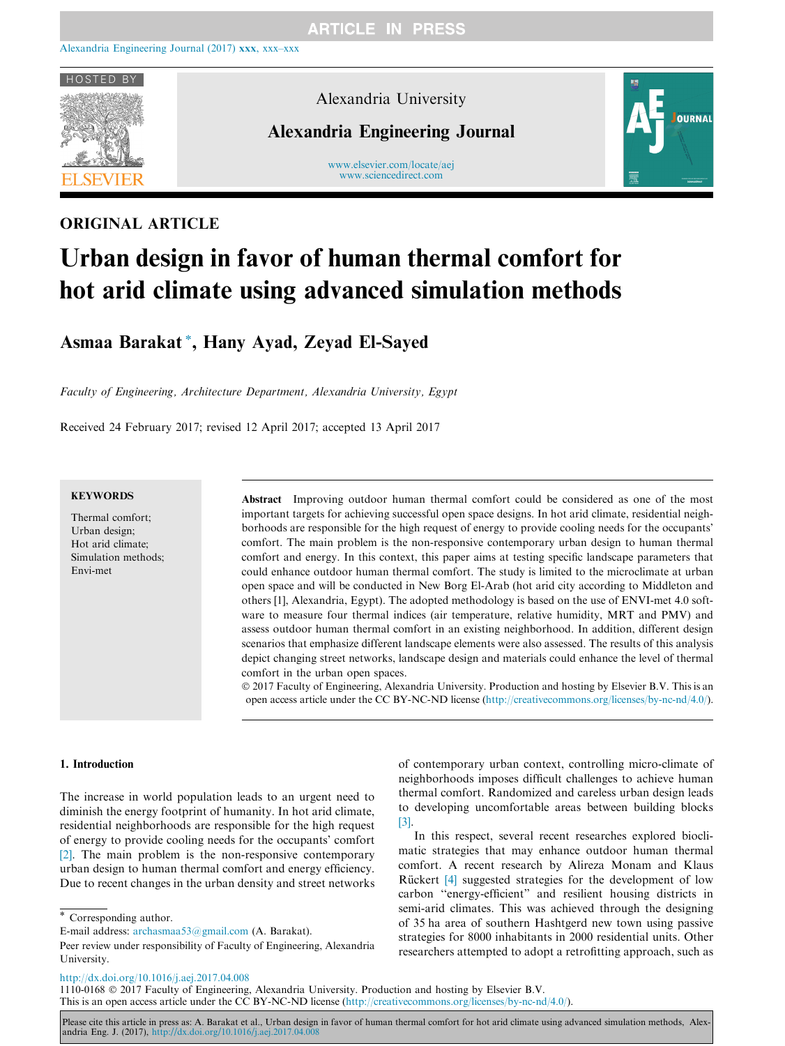ORIGINAL ARTICLE

# Urban design in favor of human thermal comfort for hot arid climate using advanced simulation methods

**Asmaa Barakat** *, **Hany Ayad, Zeyad El-Sayed**

*Faculty of Engineering, Architecture Department, Alexandria University, Egypt*

Received 24 February 2017; revised 12 April 2017; accepted 13 April 2017

**KEYWORDS**

Thermal comfort;
Urban design;
Hot arid climate;
Simulation methods;
Envi-met

**Abstract** Improving outdoor human thermal comfort could be considered as one of the most important targets for achieving successful open space designs. In hot arid climate, residential neighborhoods are responsible for the high request of energy to provide cooling needs for the occupants' comfort. The main problem is the non-responsive contemporary urban design to human thermal comfort and energy. In this context, this paper aims at testing specific landscape parameters that could enhance outdoor human thermal comfort. The study is limited to the microclimate at urban open space and will be conducted in New Borg El-Arab (hot arid city according to Middleton and others [1], Alexandria, Egypt). The adopted methodology is based on the use of ENVI-met 4.0 software to measure four thermal indices (air temperature, relative humidity, MRT and PMV) and assess outdoor human thermal comfort in an existing neighborhood. In addition, different design scenarios that emphasize different landscape elements were also assessed. The results of this analysis depict changing street networks, landscape design and materials could enhance the level of thermal comfort in the urban open spaces.

© 2017 Faculty of Engineering, Alexandria University. Production and hosting by Elsevier B.V. This is an open access article under the CC BY-NC-ND license (http://creativecommons.org/licenses/by-nc-nd/4.0/).

## 1. Introduction

The increase in world population leads to an urgent need to diminish the energy footprint of humanity. In hot arid climate, residential neighborhoods are responsible for the high request of energy to provide cooling needs for the occupants' comfort [2]. The main problem is the non-responsive contemporary urban design to human thermal comfort and energy efficiency. Due to recent changes in the urban density and street networks of contemporary urban context, controlling micro-climate of neighborhoods imposes difficult challenges to achieve human thermal comfort. Randomized and careless urban design leads to developing uncomfortable areas between building blocks [3].

In this respect, several recent researches explored bioclimatic strategies that may enhance outdoor human thermal comfort. A recent research by Alireza Monam and Klaus Rückert [4] suggested strategies for the development of low carbon "energy-efficient" and resilient housing districts in semi-arid climates. This was achieved through the designing of 35 ha area of southern Hashtgerd new town using passive strategies for 8000 inhabitants in 2000 residential units. Other researchers attempted to adopt a retrofitting approach, such as

* Corresponding author.
E-mail address: archasmaa53@gmail.com (A. Barakat).
Peer review under responsibility of Faculty of Engineering, Alexandria University.

http://dx.doi.org/10.1016/j.aej.2017.04.008
1110-0168 © 2017 Faculty of Engineering, Alexandria University. Production and hosting by Elsevier B.V.
This is an open access article under the CC BY-NC-ND license (http://creativecommons.org/licenses/by-nc-nd/4.0/).

Please cite this article in press as: A. Barakat et al., Urban design in favor of human thermal comfort for hot arid climate using advanced simulation methods, Alexandria Eng. J. (2017), http://dx.doi.org/10.1016/j.aej.2017.04.008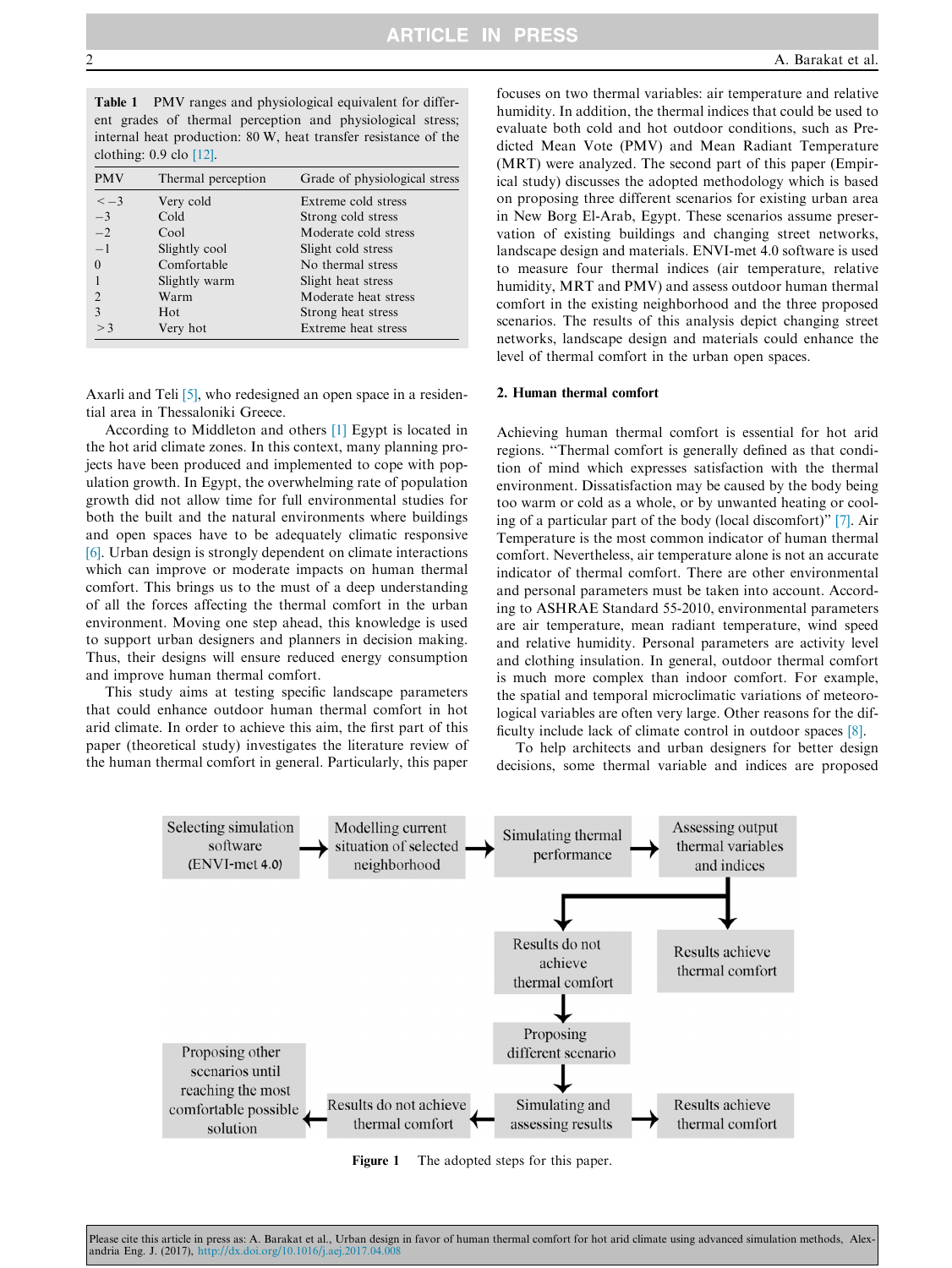**Table 1** PMV ranges and physiological equivalent for different grades of thermal perception and physiological stress; internal heat production: 80 W, heat transfer resistance of the clothing: 0.9 clo [12].

| PMV | Thermal perception | Grade of physiological stress |
|---|---|---|
| < −3 | Very cold | Extreme cold stress |
| −3 | Cold | Strong cold stress |
| −2 | Cool | Moderate cold stress |
| −1 | Slightly cool | Slight cold stress |
| 0 | Comfortable | No thermal stress |
| 1 | Slightly warm | Slight heat stress |
| 2 | Warm | Moderate heat stress |
| 3 | Hot | Strong heat stress |
| > 3 | Very hot | Extreme heat stress |

Axarli and Teli [5], who redesigned an open space in a residential area in Thessaloniki Greece.

According to Middleton and others [1] Egypt is located in the hot arid climate zones. In this context, many planning projects have been produced and implemented to cope with population growth. In Egypt, the overwhelming rate of population growth did not allow time for full environmental studies for both the built and the natural environments where buildings and open spaces have to be adequately climatic responsive [6]. Urban design is strongly dependent on climate interactions which can improve or moderate impacts on human thermal comfort. This brings us to the must of a deep understanding of all the forces affecting the thermal comfort in the urban environment. Moving one step ahead, this knowledge is used to support urban designers and planners in decision making. Thus, their designs will ensure reduced energy consumption and improve human thermal comfort.

This study aims at testing specific landscape parameters that could enhance outdoor human thermal comfort in hot arid climate. In order to achieve this aim, the first part of this paper (theoretical study) investigates the literature review of the human thermal comfort in general. Particularly, this paper focuses on two thermal variables: air temperature and relative humidity. In addition, the thermal indices that could be used to evaluate both cold and hot outdoor conditions, such as Predicted Mean Vote (PMV) and Mean Radiant Temperature (MRT) were analyzed. The second part of this paper (Empirical study) discusses the adopted methodology which is based on proposing three different scenarios for existing urban area in New Borg El-Arab, Egypt. These scenarios assume preservation of existing buildings and changing street networks, landscape design and materials. ENVI-met 4.0 software is used to measure four thermal indices (air temperature, relative humidity, MRT and PMV) and assess outdoor human thermal comfort in the existing neighborhood and the three proposed scenarios. The results of this analysis depict changing street networks, landscape design and materials could enhance the level of thermal comfort in the urban open spaces.

## 2. Human thermal comfort

Achieving human thermal comfort is essential for hot arid regions. "Thermal comfort is generally defined as that condition of mind which expresses satisfaction with the thermal environment. Dissatisfaction may be caused by the body being too warm or cold as a whole, or by unwanted heating or cooling of a particular part of the body (local discomfort)" [7]. Air Temperature is the most common indicator of human thermal comfort. Nevertheless, air temperature alone is not an accurate indicator of thermal comfort. There are other environmental and personal parameters must be taken into account. According to ASHRAE Standard 55-2010, environmental parameters are air temperature, mean radiant temperature, wind speed and relative humidity. Personal parameters are activity level and clothing insulation. In general, outdoor thermal comfort is much more complex than indoor comfort. For example, the spatial and temporal microclimatic variations of meteorological variables are often very large. Other reasons for the difficulty include lack of climate control in outdoor spaces [8].

To help architects and urban designers for better design decisions, some thermal variable and indices are proposed

Selecting simulation software (ENVI-met 4.0)
Modelling current situation of selected neighborhood
Simulating thermal performance
Assessing output thermal variables and indices
Results do not achieve thermal comfort
Results achieve thermal comfort
Proposing different scenario
Simulating and assessing results
Results achieve thermal comfort
Results do not achieve thermal comfort
Proposing other scenarios until reaching the most comfortable possible solution

**Figure 1** The adopted steps for this paper.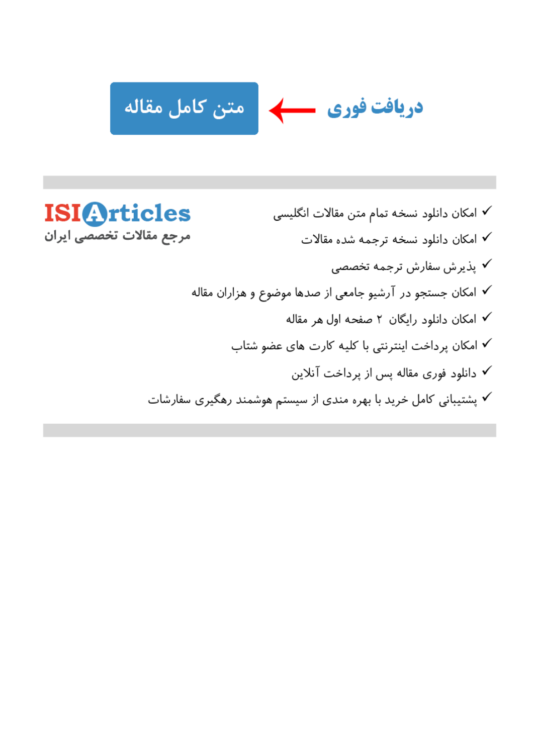دریافت فوری ← **متن کامل مقاله**

**ISIArticles**
مرجع مقالات تخصصی ایران

- ✓ امکان دانلود نسخه تمام متن مقالات انگلیسی
- ✓ امکان دانلود نسخه ترجمه شده مقالات
- ✓ پذیرش سفارش ترجمه تخصصی
- ✓ امکان جستجو در آرشیو جامعی از صدها موضوع و هزاران مقاله
- ✓ امکان دانلود رایگان ۲ صفحه اول هر مقاله
- ✓ امکان پرداخت اینترنتی با کلیه کارت های عضو شتاب
- ✓ دانلود فوری مقاله پس از پرداخت آنلاین
- ✓ پشتیبانی کامل خرید با بهره مندی از سیستم هوشمند رهگیری سفارشات